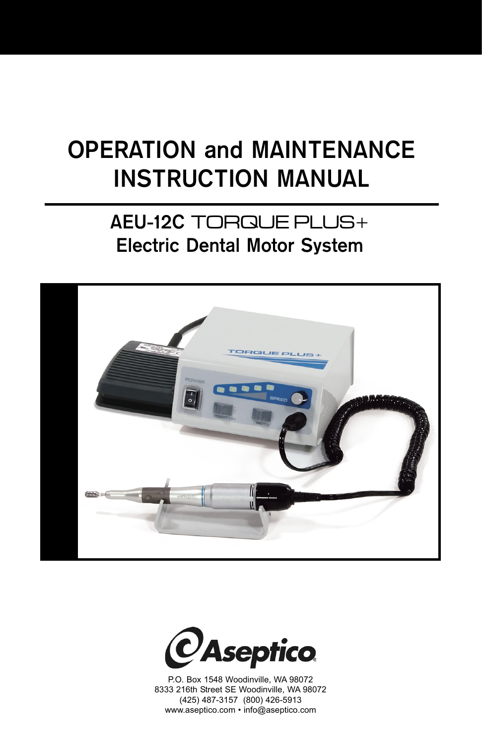# OPERATION and MAINTENANCE INSTRUCTION MANUAL

## AEU-12C TORQUE PLUS+ Electric Dental Motor System

Aseptico®

P.O. Box 1548 Woodinville, WA 98072
8333 216th Street SE Woodinville, WA 98072
(425) 487-3157 (800) 426-5913
www.aseptico.com • info@aseptico.com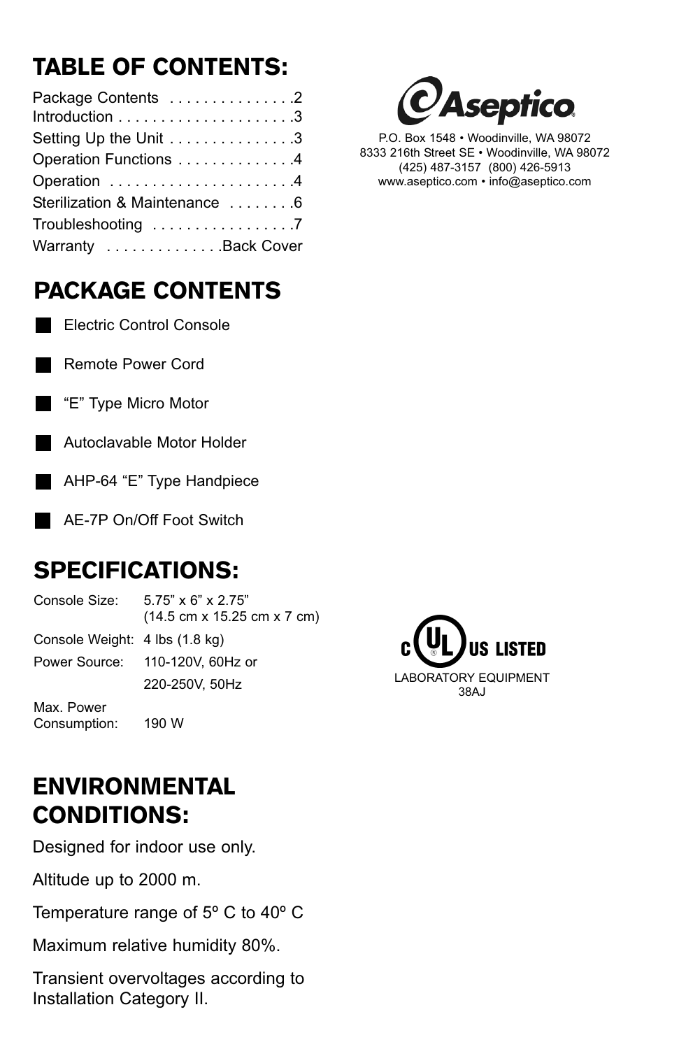## TABLE OF CONTENTS:

Package Contents . . . . . . . . . . . . . . .2
Introduction . . . . . . . . . . . . . . . . . . . . .3
Setting Up the Unit . . . . . . . . . . . . . . .3
Operation Functions . . . . . . . . . . . . . .4
Operation . . . . . . . . . . . . . . . . . . . . . .4
Sterilization & Maintenance . . . . . . . .6
Troubleshooting . . . . . . . . . . . . . . . . .7
Warranty . . . . . . . . . . . . . .Back Cover

Aseptico®

P.O. Box 1548 • Woodinville, WA 98072
8333 216th Street SE • Woodinville, WA 98072
(425) 487-3157 (800) 426-5913
www.aseptico.com • info@aseptico.com

## PACKAGE CONTENTS

- Electric Control Console
- Remote Power Cord
- “E” Type Micro Motor
- Autoclavable Motor Holder
- AHP-64 “E” Type Handpiece
- AE-7P On/Off Foot Switch

## SPECIFICATIONS:

| | |
|---|---|
| Console Size: | 5.75” x 6” x 2.75” (14.5 cm x 15.25 cm x 7 cm) |
| Console Weight: | 4 lbs (1.8 kg) |
| Power Source: | 110-120V, 60Hz or 220-250V, 50Hz |
| Max. Power Consumption: | 190 W |

C UL® US LISTED
LABORATORY EQUIPMENT
38AJ

## ENVIRONMENTAL CONDITIONS:

Designed for indoor use only.

Altitude up to 2000 m.

Temperature range of 5º C to 40º C

Maximum relative humidity 80%.

Transient overvoltages according to Installation Category II.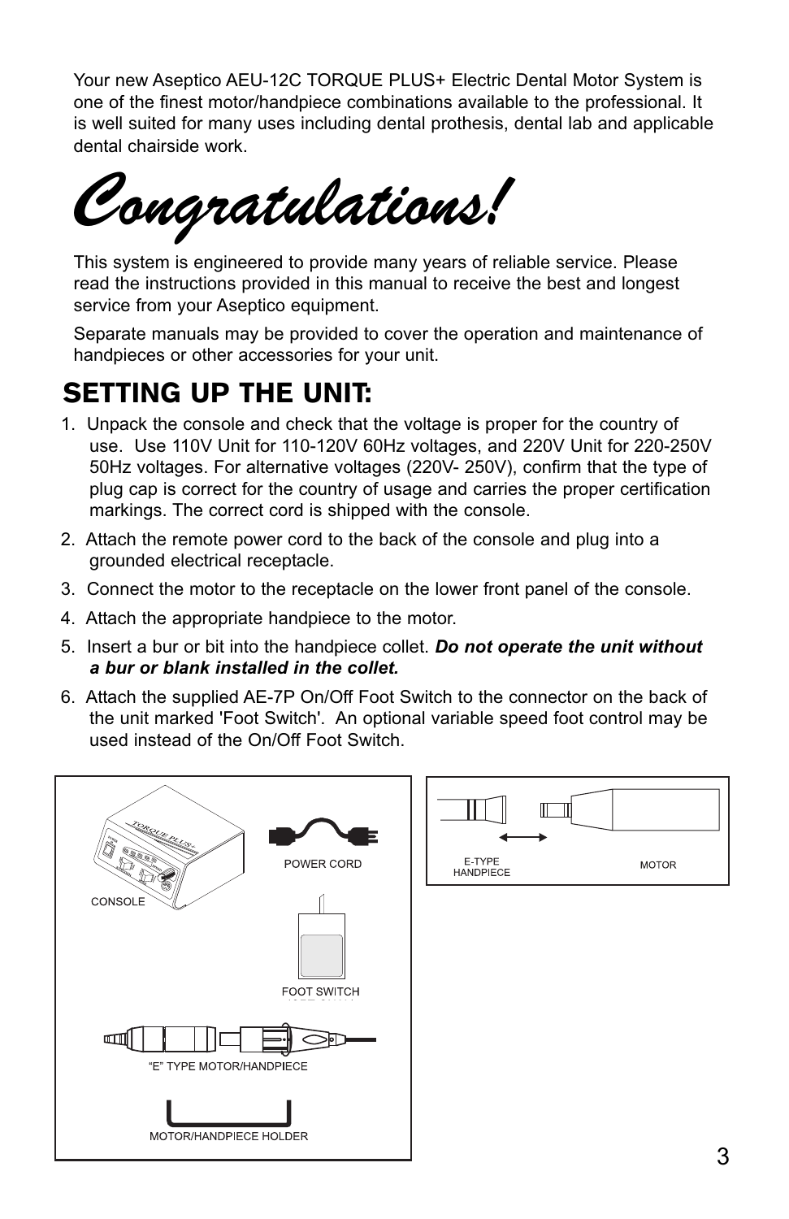Your new Aseptico AEU-12C TORQUE PLUS+ Electric Dental Motor System is one of the finest motor/handpiece combinations available to the professional. It is well suited for many uses including dental prothesis, dental lab and applicable dental chairside work.

# *Congratulations!*

This system is engineered to provide many years of reliable service. Please read the instructions provided in this manual to receive the best and longest service from your Aseptico equipment.

Separate manuals may be provided to cover the operation and maintenance of handpieces or other accessories for your unit.

## SETTING UP THE UNIT:

1. Unpack the console and check that the voltage is proper for the country of use. Use 110V Unit for 110-120V 60Hz voltages, and 220V Unit for 220-250V 50Hz voltages. For alternative voltages (220V- 250V), confirm that the type of plug cap is correct for the country of usage and carries the proper certification markings. The correct cord is shipped with the console.
2. Attach the remote power cord to the back of the console and plug into a grounded electrical receptacle.
3. Connect the motor to the receptacle on the lower front panel of the console.
4. Attach the appropriate handpiece to the motor.
5. Insert a bur or bit into the handpiece collet. ***Do not operate the unit without a bur or blank installed in the collet.***
6. Attach the supplied AE-7P On/Off Foot Switch to the connector on the back of the unit marked 'Foot Switch'. An optional variable speed foot control may be used instead of the On/Off Foot Switch.

CONSOLE

POWER CORD

FOOT SWITCH

"E" TYPE MOTOR/HANDPIECE

MOTOR/HANDPIECE HOLDER

E-TYPE HANDPIECE

MOTOR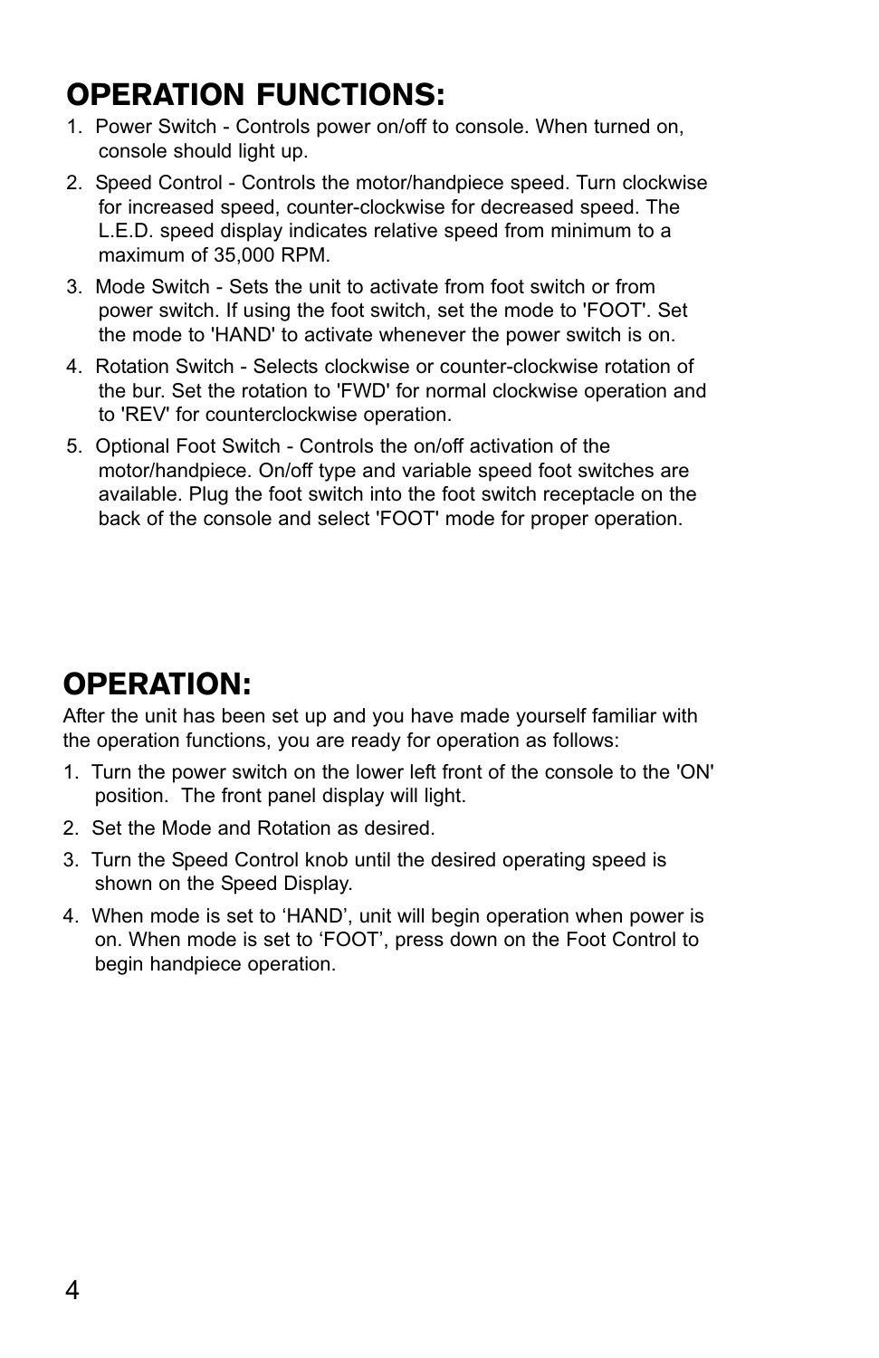## OPERATION FUNCTIONS:

1. Power Switch - Controls power on/off to console. When turned on, console should light up.
2. Speed Control - Controls the motor/handpiece speed. Turn clockwise for increased speed, counter-clockwise for decreased speed. The L.E.D. speed display indicates relative speed from minimum to a maximum of 35,000 RPM.
3. Mode Switch - Sets the unit to activate from foot switch or from power switch. If using the foot switch, set the mode to 'FOOT'. Set the mode to 'HAND' to activate whenever the power switch is on.
4. Rotation Switch - Selects clockwise or counter-clockwise rotation of the bur. Set the rotation to 'FWD' for normal clockwise operation and to 'REV' for counterclockwise operation.
5. Optional Foot Switch - Controls the on/off activation of the motor/handpiece. On/off type and variable speed foot switches are available. Plug the foot switch into the foot switch receptacle on the back of the console and select 'FOOT' mode for proper operation.

## OPERATION:

After the unit has been set up and you have made yourself familiar with the operation functions, you are ready for operation as follows:

1. Turn the power switch on the lower left front of the console to the 'ON' position. The front panel display will light.
2. Set the Mode and Rotation as desired.
3. Turn the Speed Control knob until the desired operating speed is shown on the Speed Display.
4. When mode is set to 'HAND', unit will begin operation when power is on. When mode is set to 'FOOT', press down on the Foot Control to begin handpiece operation.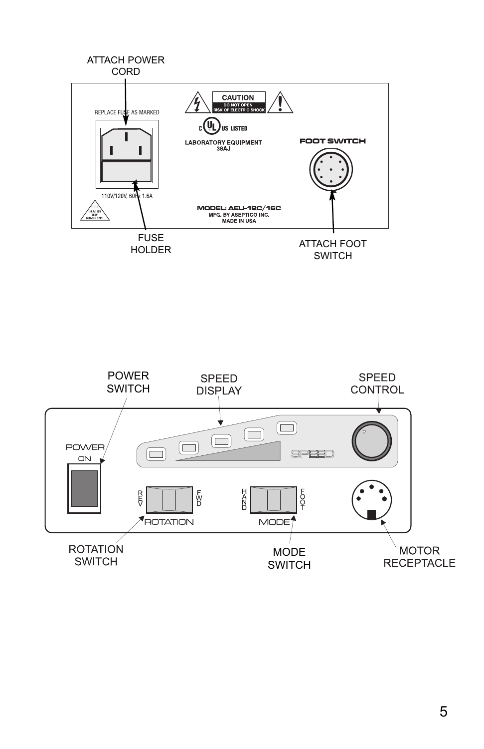ATTACH POWER CORD

REPLACE FUSE AS MARKED

110V/120V, 60Hz 1.6A

1.6 A/110V 250V SLO-BLO TYPE

CAUTION
DO NOT OPEN
RISK OF ELECTRIC SHOCK

C UL US LISTED

LABORATORY EQUIPMENT
38AJ

FOOT SWITCH

MODEL: AEU-12C/16C
MFG. BY ASEPTICO INC.
MADE IN USA

FUSE HOLDER

ATTACH FOOT SWITCH

POWER SWITCH

SPEED DISPLAY

SPEED CONTROL

POWER
ON

SPEED

REV FWD
ROTATION

HAND FOOT
MODE

ROTATION SWITCH

MODE SWITCH

MOTOR RECEPTACLE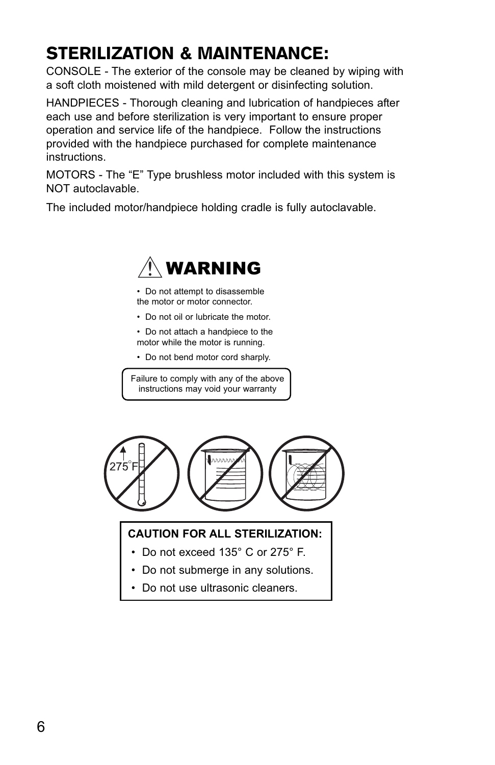# STERILIZATION & MAINTENANCE:

CONSOLE - The exterior of the console may be cleaned by wiping with a soft cloth moistened with mild detergent or disinfecting solution.

HANDPIECES - Thorough cleaning and lubrication of handpieces after each use and before sterilization is very important to ensure proper operation and service life of the handpiece. Follow the instructions provided with the handpiece purchased for complete maintenance instructions.

MOTORS - The "E" Type brushless motor included with this system is NOT autoclavable.

The included motor/handpiece holding cradle is fully autoclavable.

## WARNING

- Do not attempt to disassemble the motor or motor connector.
- Do not oil or lubricate the motor.
- Do not attach a handpiece to the motor while the motor is running.
- Do not bend motor cord sharply.

Failure to comply with any of the above instructions may void your warranty

275°F

**CAUTION FOR ALL STERILIZATION:**

- Do not exceed 135° C or 275° F.
- Do not submerge in any solutions.
- Do not use ultrasonic cleaners.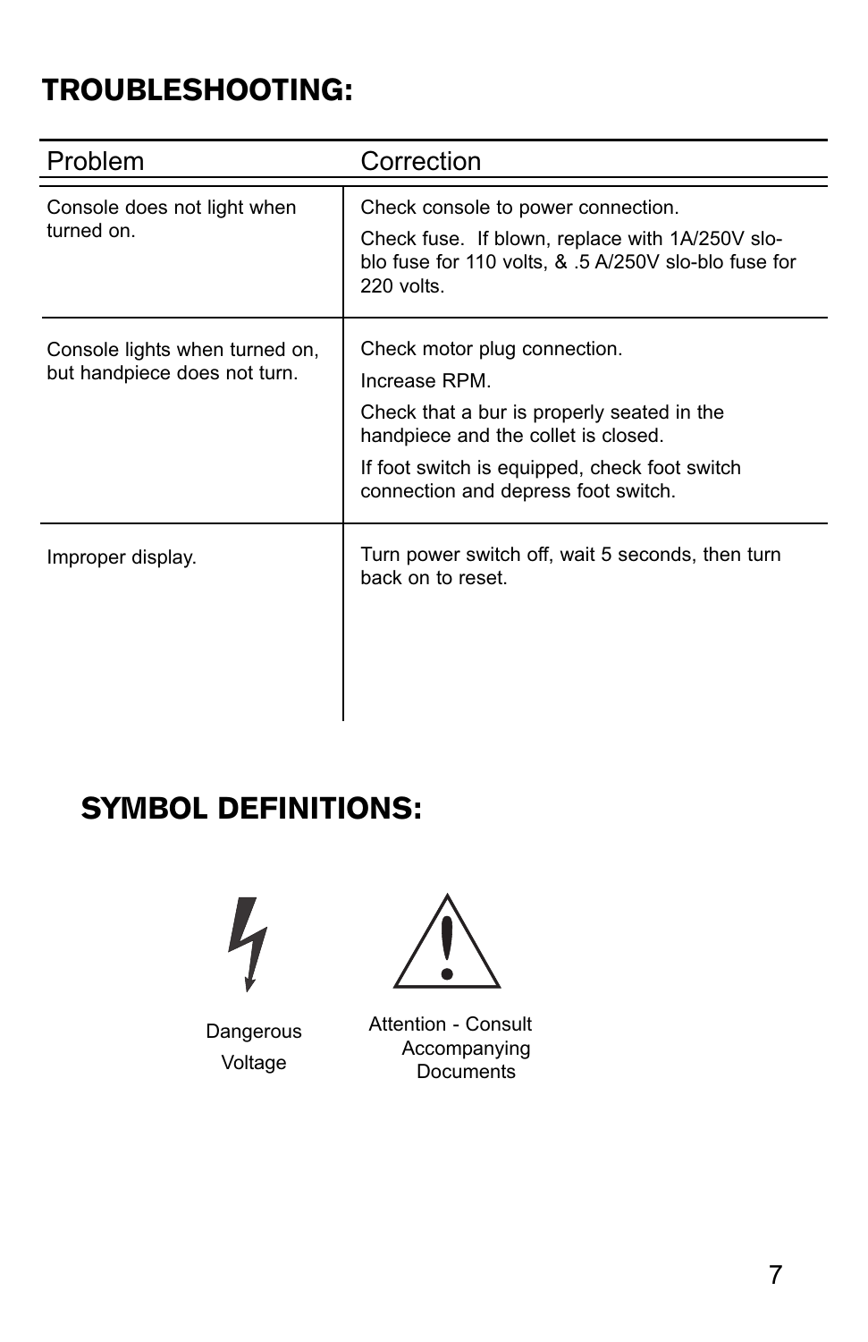## TROUBLESHOOTING:

| Problem | Correction |
| --- | --- |
| Console does not light when turned on. | Check console to power connection.<br>Check fuse. If blown, replace with 1A/250V slo-blo fuse for 110 volts, & .5 A/250V slo-blo fuse for 220 volts. |
| Console lights when turned on, but handpiece does not turn. | Check motor plug connection.<br>Increase RPM.<br>Check that a bur is properly seated in the handpiece and the collet is closed.<br>If foot switch is equipped, check foot switch connection and depress foot switch. |
| Improper display. | Turn power switch off, wait 5 seconds, then turn back on to reset. |

## SYMBOL DEFINITIONS:

Dangerous Voltage

Attention - Consult Accompanying Documents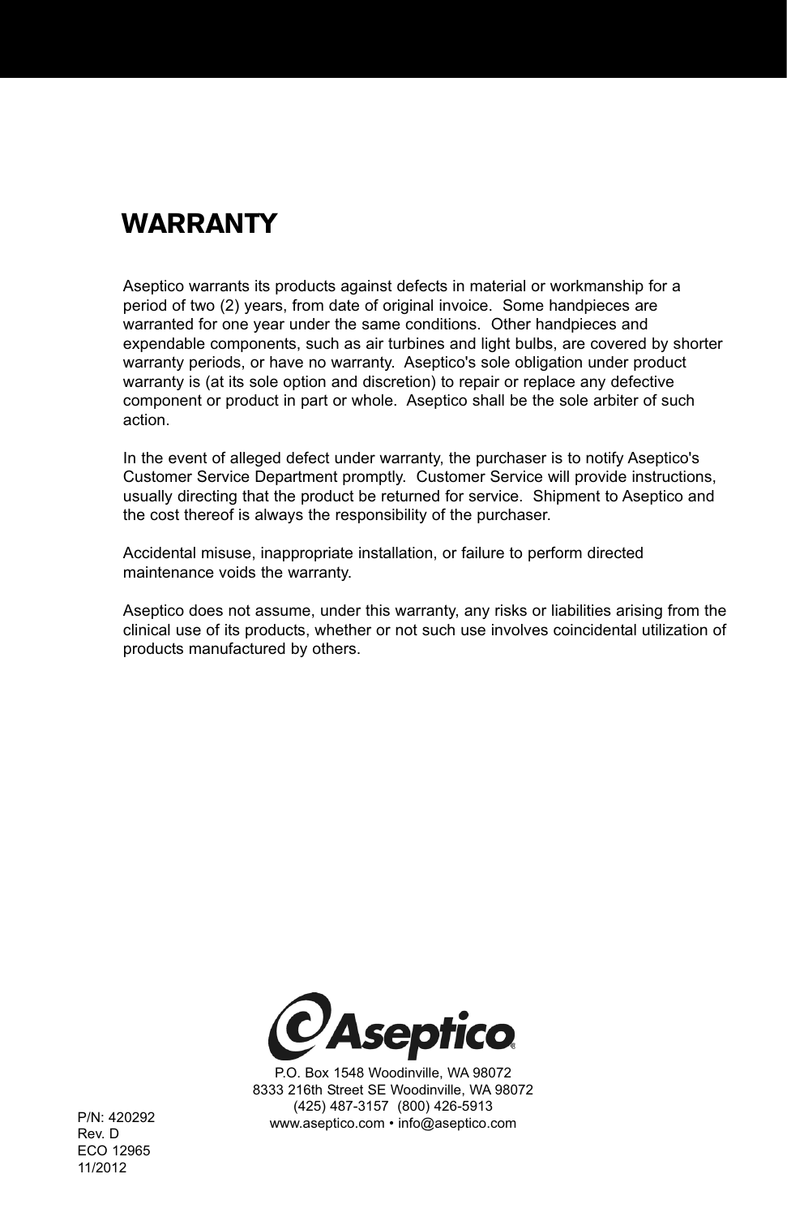# WARRANTY

Aseptico warrants its products against defects in material or workmanship for a period of two (2) years, from date of original invoice. Some handpieces are warranted for one year under the same conditions. Other handpieces and expendable components, such as air turbines and light bulbs, are covered by shorter warranty periods, or have no warranty. Aseptico's sole obligation under product warranty is (at its sole option and discretion) to repair or replace any defective component or product in part or whole. Aseptico shall be the sole arbiter of such action.

In the event of alleged defect under warranty, the purchaser is to notify Aseptico's Customer Service Department promptly. Customer Service will provide instructions, usually directing that the product be returned for service. Shipment to Aseptico and the cost thereof is always the responsibility of the purchaser.

Accidental misuse, inappropriate installation, or failure to perform directed maintenance voids the warranty.

Aseptico does not assume, under this warranty, any risks or liabilities arising from the clinical use of its products, whether or not such use involves coincidental utilization of products manufactured by others.

Aseptico®

P.O. Box 1548 Woodinville, WA 98072
8333 216th Street SE Woodinville, WA 98072
(425) 487-3157 (800) 426-5913
www.aseptico.com • info@aseptico.com

P/N: 420292
Rev. D
ECO 12965
11/2012